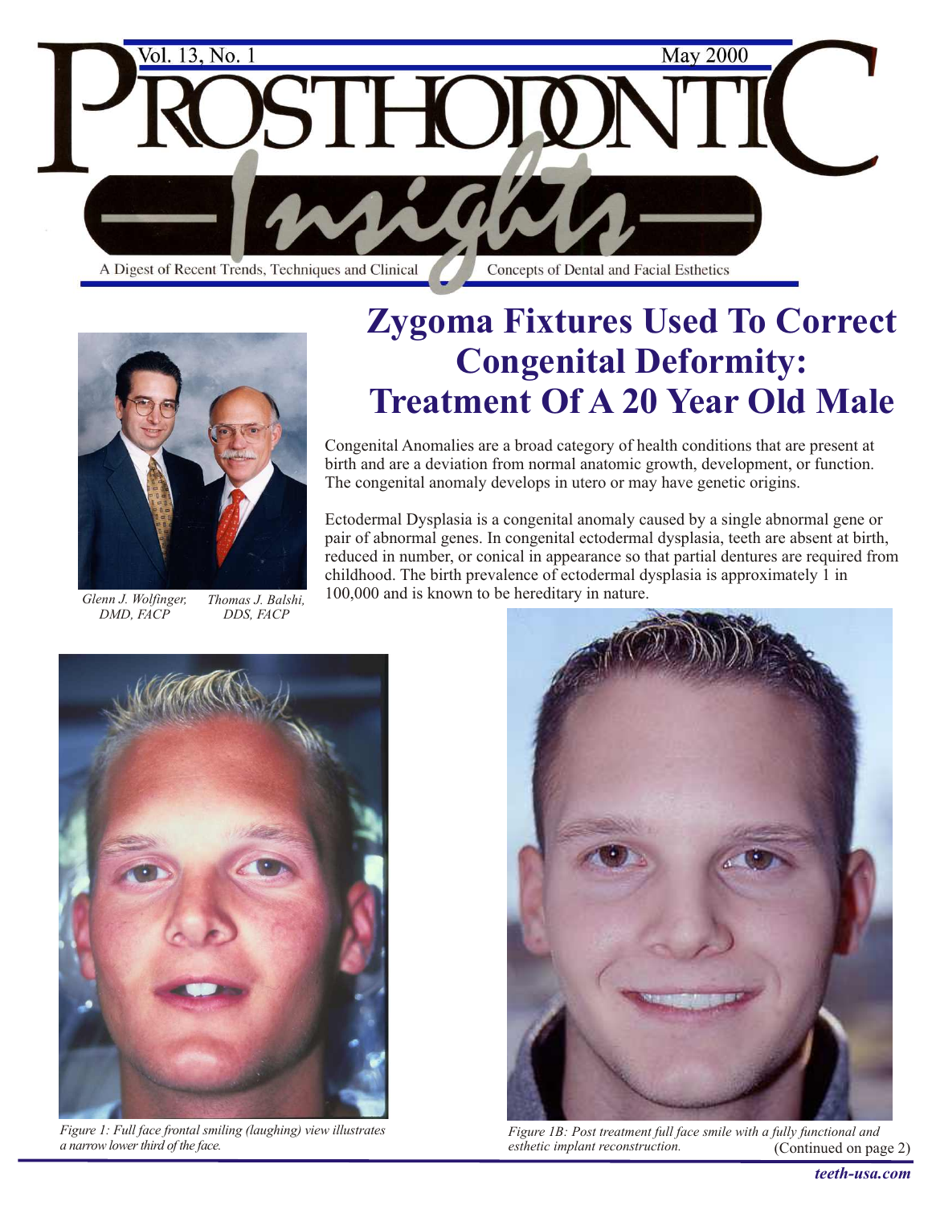# Zygoma Fixtures Used To Correct Congenital Deformity: Treatment Of A 20 Year Old Male

*Glenn J. Wolfinger, DMD, FACP*
*Thomas J. Balshi, DDS, FACP*

Congenital Anomalies are a broad category of health conditions that are present at birth and are a deviation from normal anatomic growth, development, or function. The congenital anomaly develops in utero or may have genetic origins.

Ectodermal Dysplasia is a congenital anomaly caused by a single abnormal gene or pair of abnormal genes. In congenital ectodermal dysplasia, teeth are absent at birth, reduced in number, or conical in appearance so that partial dentures are required from childhood. The birth prevalence of ectodermal dysplasia is approximately 1 in 100,000 and is known to be hereditary in nature.

*Figure 1: Full face frontal smiling (laughing) view illustrates a narrow lower third of the face.*

*Figure 1B: Post treatment full face smile with a fully functional and esthetic implant reconstruction.*

(Continued on page 2)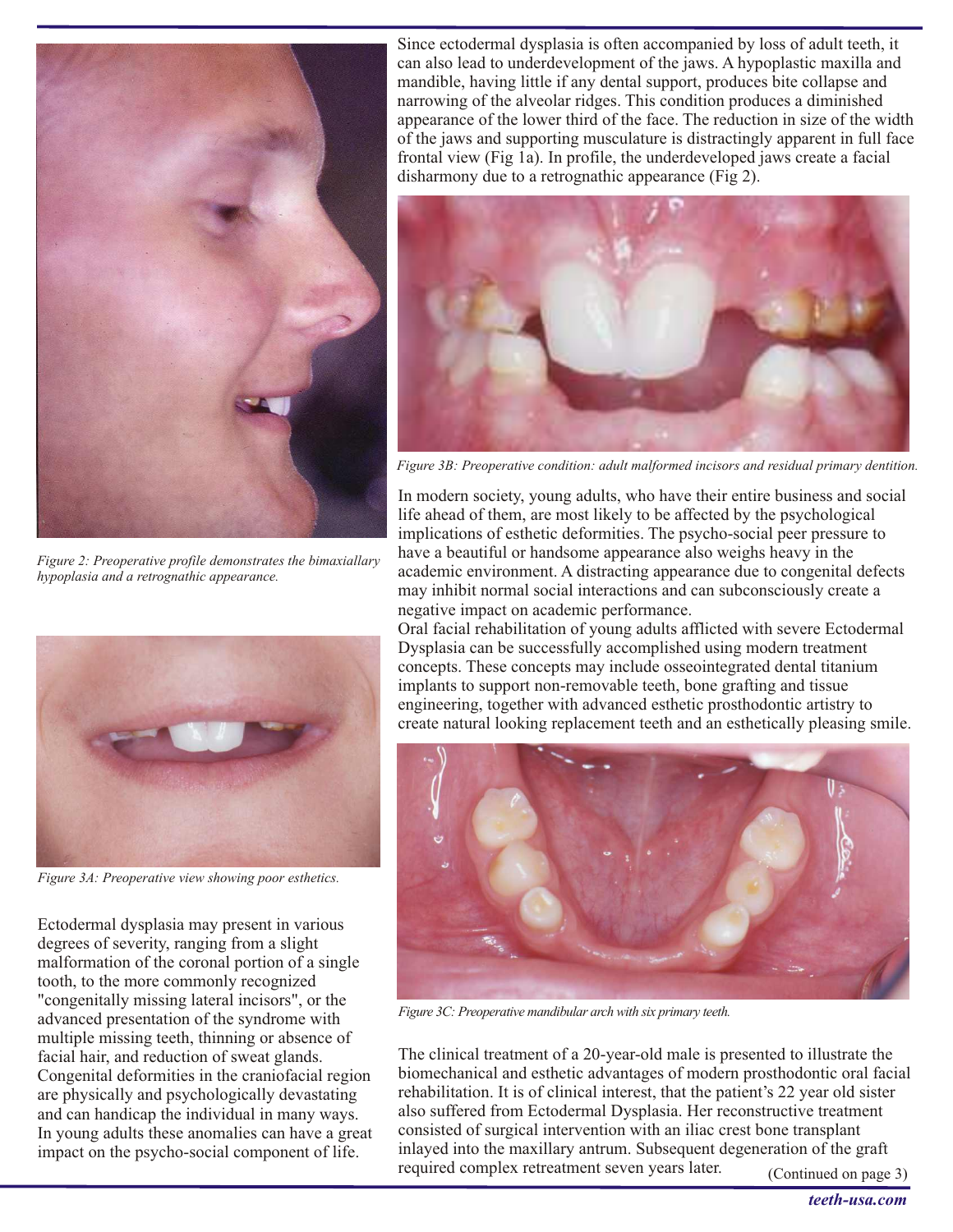Since ectodermal dysplasia is often accompanied by loss of adult teeth, it can also lead to underdevelopment of the jaws. A hypoplastic maxilla and mandible, having little if any dental support, produces bite collapse and narrowing of the alveolar ridges. This condition produces a diminished appearance of the lower third of the face. The reduction in size of the width of the jaws and supporting musculature is distractingly apparent in full face frontal view (Fig 1a). In profile, the underdeveloped jaws create a facial disharmony due to a retrognathic appearance (Fig 2).

*Figure 2: Preoperative profile demonstrates the bimaxiallary hypoplasia and a retrognathic appearance.*

*Figure 3A: Preoperative view showing poor esthetics.*

*Figure 3B: Preoperative condition: adult malformed incisors and residual primary dentition.*

Ectodermal dysplasia may present in various degrees of severity, ranging from a slight malformation of the coronal portion of a single tooth, to the more commonly recognized "congenitally missing lateral incisors", or the advanced presentation of the syndrome with multiple missing teeth, thinning or absence of facial hair, and reduction of sweat glands. Congenital deformities in the craniofacial region are physically and psychologically devastating and can handicap the individual in many ways. In young adults these anomalies can have a great impact on the psycho-social component of life.

In modern society, young adults, who have their entire business and social life ahead of them, are most likely to be affected by the psychological implications of esthetic deformities. The psycho-social peer pressure to have a beautiful or handsome appearance also weighs heavy in the academic environment. A distracting appearance due to congenital defects may inhibit normal social interactions and can subconsciously create a negative impact on academic performance.

Oral facial rehabilitation of young adults afflicted with severe Ectodermal Dysplasia can be successfully accomplished using modern treatment concepts. These concepts may include osseointegrated dental titanium implants to support non-removable teeth, bone grafting and tissue engineering, together with advanced esthetic prosthodontic artistry to create natural looking replacement teeth and an esthetically pleasing smile.

*Figure 3C: Preoperative mandibular arch with six primary teeth.*

The clinical treatment of a 20-year-old male is presented to illustrate the biomechanical and esthetic advantages of modern prosthodontic oral facial rehabilitation. It is of clinical interest, that the patient's 22 year old sister also suffered from Ectodermal Dysplasia. Her reconstructive treatment consisted of surgical intervention with an iliac crest bone transplant inlayed into the maxillary antrum. Subsequent degeneration of the graft required complex retreatment seven years later.

(Continued on page 3)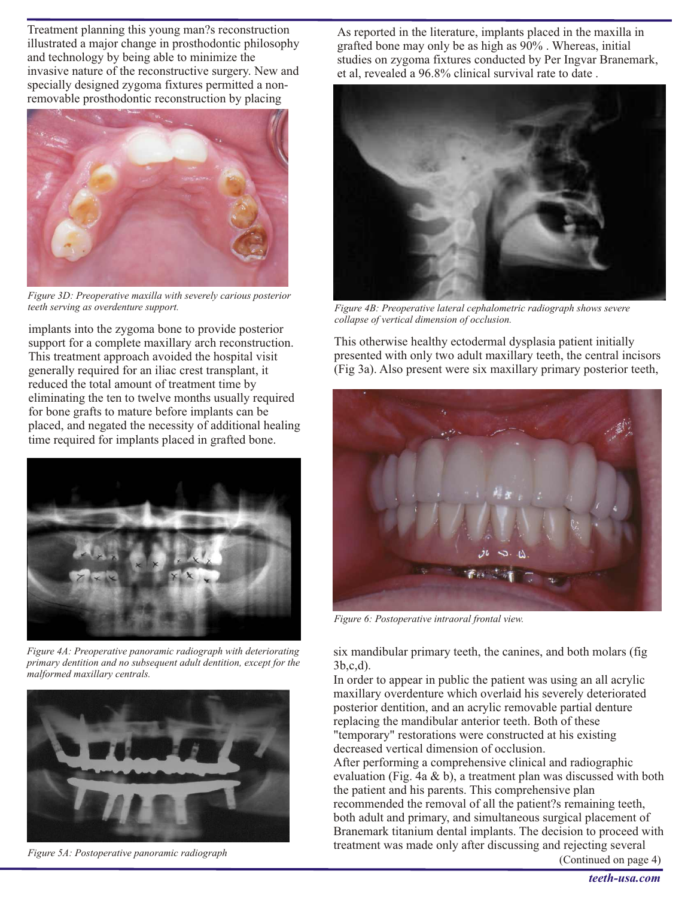Treatment planning this young man?s reconstruction illustrated a major change in prosthodontic philosophy and technology by being able to minimize the invasive nature of the reconstructive surgery. New and specially designed zygoma fixtures permitted a non-removable prosthodontic reconstruction by placing implants into the zygoma bone to provide posterior support for a complete maxillary arch reconstruction. This treatment approach avoided the hospital visit generally required for an iliac crest transplant, it reduced the total amount of treatment time by eliminating the ten to twelve months usually required for bone grafts to mature before implants can be placed, and negated the necessity of additional healing time required for implants placed in grafted bone.

*Figure 3D: Preoperative maxilla with severely carious posterior teeth serving as overdenture support.*

*Figure 4A: Preoperative panoramic radiograph with deteriorating primary dentition and no subsequent adult dentition, except for the malformed maxillary centrals.*

*Figure 5A: Postoperative panoramic radiograph*

As reported in the literature, implants placed in the maxilla in grafted bone may only be as high as 90% . Whereas, initial studies on zygoma fixtures conducted by Per Ingvar Branemark, et al, revealed a 96.8% clinical survival rate to date .

*Figure 4B: Preoperative lateral cephalometric radiograph shows severe collapse of vertical dimension of occlusion.*

This otherwise healthy ectodermal dysplasia patient initially presented with only two adult maxillary teeth, the central incisors (Fig 3a). Also present were six maxillary primary posterior teeth, six mandibular primary teeth, the canines, and both molars (fig 3b,c,d).

*Figure 6: Postoperative intraoral frontal view.*

In order to appear in public the patient was using an all acrylic maxillary overdenture which overlaid his severely deteriorated posterior dentition, and an acrylic removable partial denture replacing the mandibular anterior teeth. Both of these "temporary" restorations were constructed at his existing decreased vertical dimension of occlusion.

After performing a comprehensive clinical and radiographic evaluation (Fig. 4a & b), a treatment plan was discussed with both the patient and his parents. This comprehensive plan recommended the removal of all the patient?s remaining teeth, both adult and primary, and simultaneous surgical placement of Branemark titanium dental implants. The decision to proceed with treatment was made only after discussing and rejecting several

(Continued on page 4)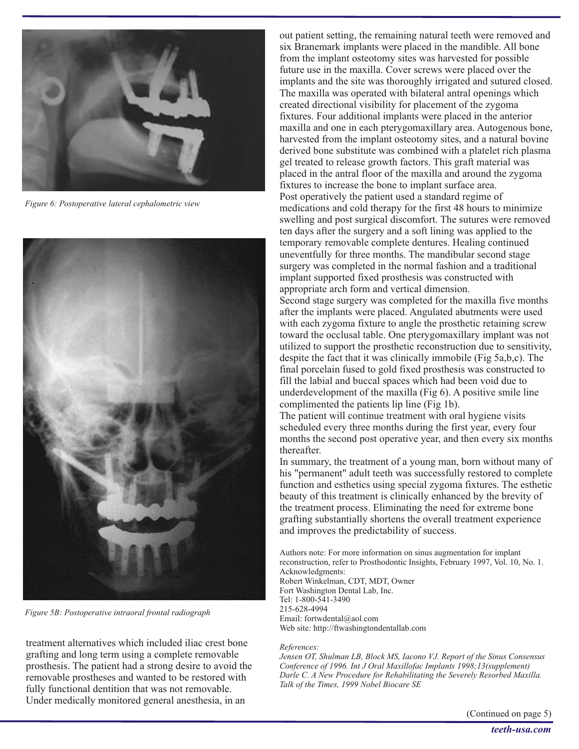*Figure 6: Postoperative lateral cephalometric view*

*Figure 5B: Postoperative intraoral frontal radiograph*

treatment alternatives which included iliac crest bone grafting and long term using a complete removable prosthesis. The patient had a strong desire to avoid the removable prostheses and wanted to be restored with fully functional dentition that was not removable. Under medically monitored general anesthesia, in an out patient setting, the remaining natural teeth were removed and six Branemark implants were placed in the mandible. All bone from the implant osteotomy sites was harvested for possible future use in the maxilla. Cover screws were placed over the implants and the site was thoroughly irrigated and sutured closed. The maxilla was operated with bilateral antral openings which created directional visibility for placement of the zygoma fixtures. Four additional implants were placed in the anterior maxilla and one in each pterygomaxillary area. Autogenous bone, harvested from the implant osteotomy sites, and a natural bovine derived bone substitute was combined with a platelet rich plasma gel treated to release growth factors. This graft material was placed in the antral floor of the maxilla and around the zygoma fixtures to increase the bone to implant surface area.

Post operatively the patient used a standard regime of medications and cold therapy for the first 48 hours to minimize swelling and post surgical discomfort. The sutures were removed ten days after the surgery and a soft lining was applied to the temporary removable complete dentures. Healing continued uneventfully for three months. The mandibular second stage surgery was completed in the normal fashion and a traditional implant supported fixed prosthesis was constructed with appropriate arch form and vertical dimension.

Second stage surgery was completed for the maxilla five months after the implants were placed. Angulated abutments were used with each zygoma fixture to angle the prosthetic retaining screw toward the occlusal table. One pterygomaxillary implant was not utilized to support the prosthetic reconstruction due to sensitivity, despite the fact that it was clinically immobile (Fig 5a,b,c). The final porcelain fused to gold fixed prosthesis was constructed to fill the labial and buccal spaces which had been void due to underdevelopment of the maxilla (Fig 6). A positive smile line complimented the patients lip line (Fig 1b).

The patient will continue treatment with oral hygiene visits scheduled every three months during the first year, every four months the second post operative year, and then every six months thereafter.

In summary, the treatment of a young man, born without many of his "permanent" adult teeth was successfully restored to complete function and esthetics using special zygoma fixtures. The esthetic beauty of this treatment is clinically enhanced by the brevity of the treatment process. Eliminating the need for extreme bone grafting substantially shortens the overall treatment experience and improves the predictability of success.

Authors note: For more information on sinus augmentation for implant reconstruction, refer to Prosthodontic Insights, February 1997, Vol. 10, No. 1.

Acknowledgments:
Robert Winkelman, CDT, MDT, Owner
Fort Washington Dental Lab, Inc.
Tel: 1-800-541-3490
215-628-4994
Email: fortwdental@aol.com
Web site: http://ftwashingtondentallab.com

*References:*
*Jensen OT, Shulman LB, Block MS, Iacono VJ. Report of the Sinus Consensus Conference of 1996. Int J Oral Maxillofac Implants 1998;13(supplement)*
*Darle C. A New Procedure for Rehabilitating the Severely Resorbed Maxilla. Talk of the Times, 1999 Nobel Biocare SE*

(Continued on page 5)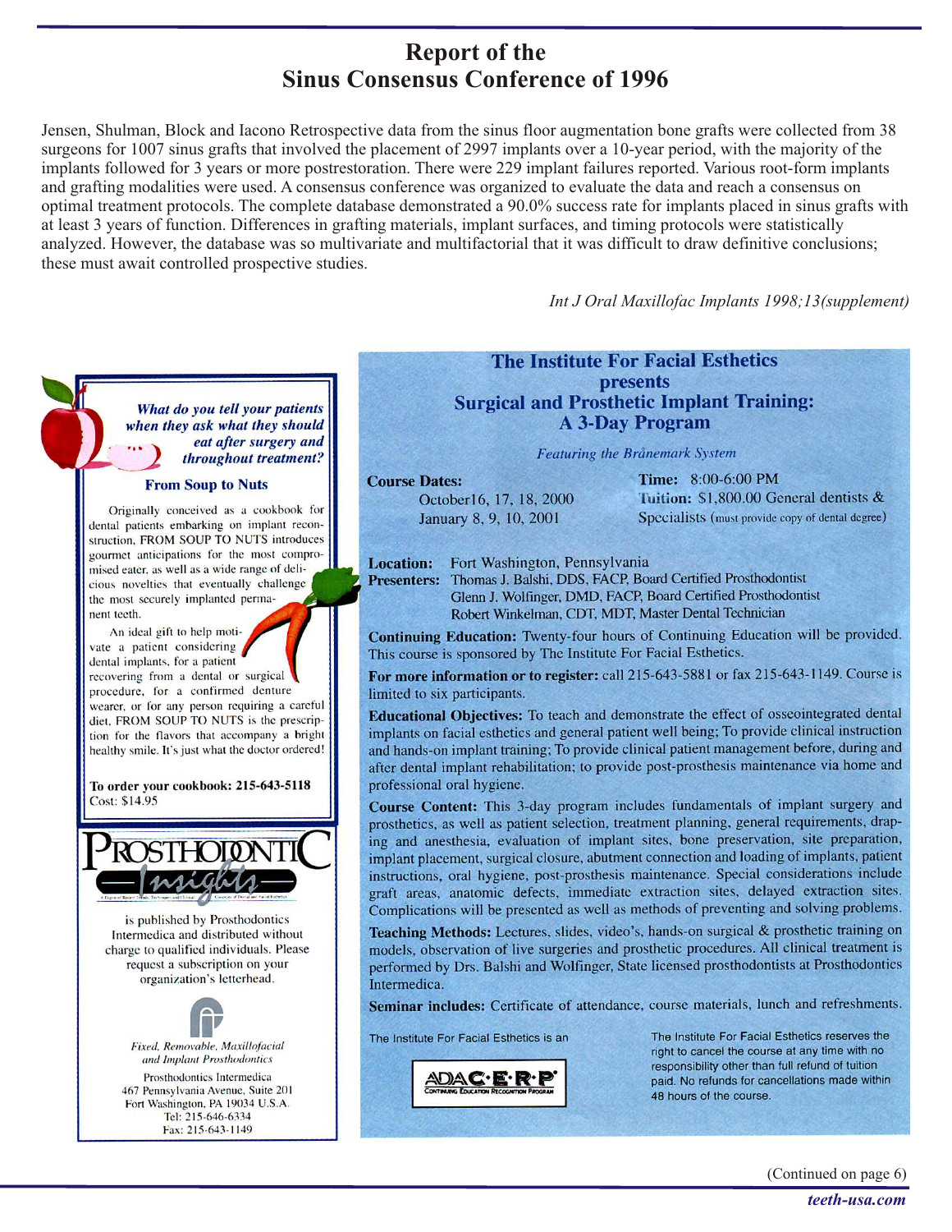# Report of the Sinus Consensus Conference of 1996

Jensen, Shulman, Block and Iacono Retrospective data from the sinus floor augmentation bone grafts were collected from 38 surgeons for 1007 sinus grafts that involved the placement of 2997 implants over a 10-year period, with the majority of the implants followed for 3 years or more postrestoration. There were 229 implant failures reported. Various root-form implants and grafting modalities were used. A consensus conference was organized to evaluate the data and reach a consensus on optimal treatment protocols. The complete database demonstrated a 90.0% success rate for implants placed in sinus grafts with at least 3 years of function. Differences in grafting materials, implant surfaces, and timing protocols were statistically analyzed. However, the database was so multivariate and multifactorial that it was difficult to draw definitive conclusions; these must await controlled prospective studies.

*Int J Oral Maxillofac Implants 1998;13(supplement)*

---

***What do you tell your patients when they ask what they should eat after surgery and throughout treatment?***

### From Soup to Nuts

Originally conceived as a cookbook for dental patients embarking on implant reconstruction, FROM SOUP TO NUTS introduces gourmet anticipations for the most compromised eater, as well as a wide range of delicious novelties that eventually challenge the most securely implanted permanent teeth.

An ideal gift to help motivate a patient considering dental implants, for a patient recovering from a dental or surgical procedure, for a confirmed denture wearer, or for any person requiring a careful diet, FROM SOUP TO NUTS is the prescription for the flavors that accompany a bright healthy smile. It's just what the doctor ordered!

**To order your cookbook: 215-643-5118**
Cost: $14.95

---

**PROSTHODONTIC Insights**

is published by Prosthodontics Intermedica and distributed without charge to qualified individuals. Please request a subscription on your organization's letterhead.

*Fixed, Removable, Maxillofacial and Implant Prosthodontics*

Prosthodontics Intermedica
467 Pennsylvania Avenue, Suite 201
Fort Washington, PA 19034 U.S.A.
Tel: 215-646-6334
Fax: 215-643-1149

---

## The Institute For Facial Esthetics presents Surgical and Prosthetic Implant Training: A 3-Day Program

*Featuring the Brånemark System*

**Course Dates:**
October16, 17, 18, 2000
January 8, 9, 10, 2001

**Time:** 8:00-6:00 PM
**Tuition:** $1,800.00 General dentists & Specialists (must provide copy of dental degree)

**Location:** Fort Washington, Pennsylvania

**Presenters:** Thomas J. Balshi, DDS, FACP, Board Certified Prosthodontist
Glenn J. Wolfinger, DMD, FACP, Board Certified Prosthodontist
Robert Winkelman, CDT, MDT, Master Dental Technician

**Continuing Education:** Twenty-four hours of Continuing Education will be provided. This course is sponsored by The Institute For Facial Esthetics.

**For more information or to register:** call 215-643-5881 or fax 215-643-1149. Course is limited to six participants.

**Educational Objectives:** To teach and demonstrate the effect of osseointegrated dental implants on facial esthetics and general patient well being; To provide clinical instruction and hands-on implant training; To provide clinical patient management before, during and after dental implant rehabilitation; to provide post-prosthesis maintenance via home and professional oral hygiene.

**Course Content:** This 3-day program includes fundamentals of implant surgery and prosthetics, as well as patient selection, treatment planning, general requirements, draping and anesthesia, evaluation of implant sites, bone preservation, site preparation, implant placement, surgical closure, abutment connection and loading of implants, patient instructions, oral hygiene, post-prosthesis maintenance. Special considerations include graft areas, anatomic defects, immediate extraction sites, delayed extraction sites. Complications will be presented as well as methods of preventing and solving problems.

**Teaching Methods:** Lectures, slides, video's, hands-on surgical & prosthetic training on models, observation of live surgeries and prosthetic procedures. All clinical treatment is performed by Drs. Balshi and Wolfinger, State licensed prosthodontists at Prosthodontics Intermedica.

**Seminar includes:** Certificate of attendance, course materials, lunch and refreshments.

The Institute For Facial Esthetics is an ADA C·E·R·P Continuing Education Recognition Program

The Institute For Facial Esthetics reserves the right to cancel the course at any time with no responsibility other than full refund of tuition paid. No refunds for cancellations made within 48 hours of the course.

(Continued on page 6)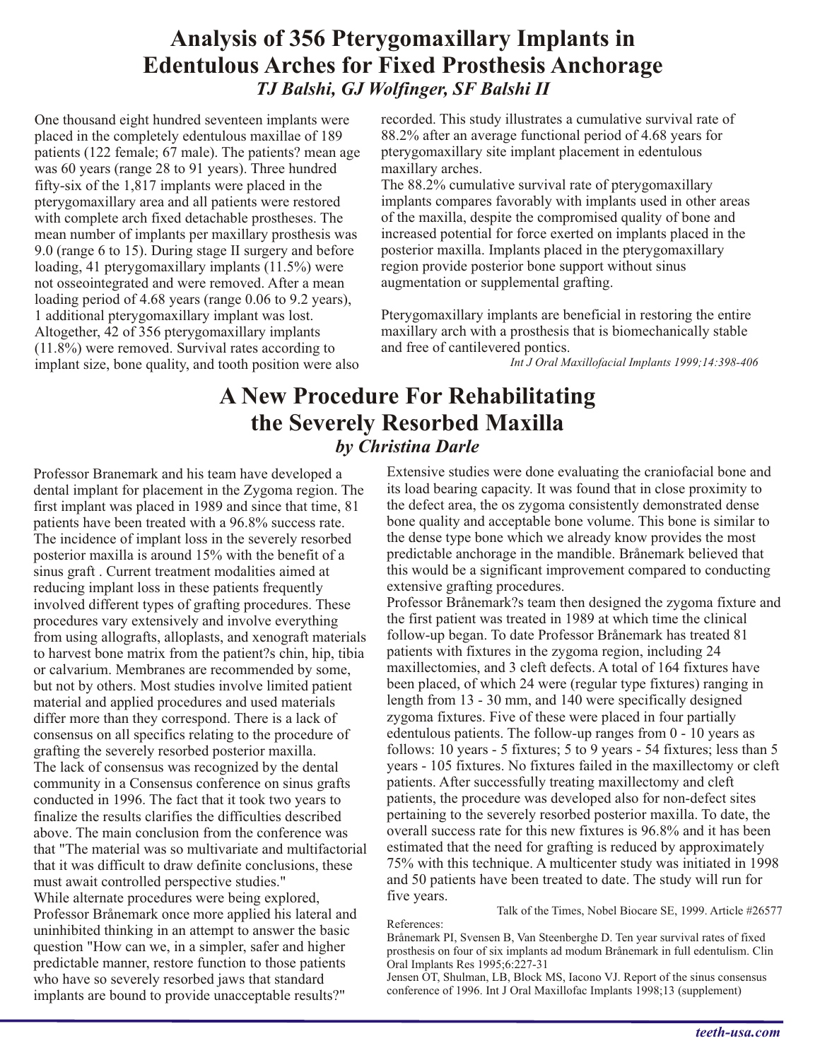# Analysis of 356 Pterygomaxillary Implants in Edentulous Arches for Fixed Prosthesis Anchorage

***TJ Balshi, GJ Wolfinger, SF Balshi II***

One thousand eight hundred seventeen implants were placed in the completely edentulous maxillae of 189 patients (122 female; 67 male). The patients? mean age was 60 years (range 28 to 91 years). Three hundred fifty-six of the 1,817 implants were placed in the pterygomaxillary area and all patients were restored with complete arch fixed detachable prostheses. The mean number of implants per maxillary prosthesis was 9.0 (range 6 to 15). During stage II surgery and before loading, 41 pterygomaxillary implants (11.5%) were not osseointegrated and were removed. After a mean loading period of 4.68 years (range 0.06 to 9.2 years), 1 additional pterygomaxillary implant was lost. Altogether, 42 of 356 pterygomaxillary implants (11.8%) were removed. Survival rates according to implant size, bone quality, and tooth position were also recorded. This study illustrates a cumulative survival rate of 88.2% after an average functional period of 4.68 years for pterygomaxillary site implant placement in edentulous maxillary arches.

The 88.2% cumulative survival rate of pterygomaxillary implants compares favorably with implants used in other areas of the maxilla, despite the compromised quality of bone and increased potential for force exerted on implants placed in the posterior maxilla. Implants placed in the pterygomaxillary region provide posterior bone support without sinus augmentation or supplemental grafting.

Pterygomaxillary implants are beneficial in restoring the entire maxillary arch with a prosthesis that is biomechanically stable and free of cantilevered pontics.

*Int J Oral Maxillofacial Implants 1999;14:398-406*

# A New Procedure For Rehabilitating the Severely Resorbed Maxilla

***by Christina Darle***

Professor Branemark and his team have developed a dental implant for placement in the Zygoma region. The first implant was placed in 1989 and since that time, 81 patients have been treated with a 96.8% success rate. The incidence of implant loss in the severely resorbed posterior maxilla is around 15% with the benefit of a sinus graft . Current treatment modalities aimed at reducing implant loss in these patients frequently involved different types of grafting procedures. These procedures vary extensively and involve everything from using allografts, alloplasts, and xenograft materials to harvest bone matrix from the patient?s chin, hip, tibia or calvarium. Membranes are recommended by some, but not by others. Most studies involve limited patient material and applied procedures and used materials differ more than they correspond. There is a lack of consensus on all specifics relating to the procedure of grafting the severely resorbed posterior maxilla.

The lack of consensus was recognized by the dental community in a Consensus conference on sinus grafts conducted in 1996. The fact that it took two years to finalize the results clarifies the difficulties described above. The main conclusion from the conference was that "The material was so multivariate and multifactorial that it was difficult to draw definite conclusions, these must await controlled perspective studies."

While alternate procedures were being explored, Professor Brånemark once more applied his lateral and uninhibited thinking in an attempt to answer the basic question "How can we, in a simpler, safer and higher predictable manner, restore function to those patients who have so severely resorbed jaws that standard implants are bound to provide unacceptable results?"

Extensive studies were done evaluating the craniofacial bone and its load bearing capacity. It was found that in close proximity to the defect area, the os zygoma consistently demonstrated dense bone quality and acceptable bone volume. This bone is similar to the dense type bone which we already know provides the most predictable anchorage in the mandible. Brånemark believed that this would be a significant improvement compared to conducting extensive grafting procedures.

Professor Brånemark?s team then designed the zygoma fixture and the first patient was treated in 1989 at which time the clinical follow-up began. To date Professor Brånemark has treated 81 patients with fixtures in the zygoma region, including 24 maxillectomies, and 3 cleft defects. A total of 164 fixtures have been placed, of which 24 were (regular type fixtures) ranging in length from 13 - 30 mm, and 140 were specifically designed zygoma fixtures. Five of these were placed in four partially edentulous patients. The follow-up ranges from 0 - 10 years as follows: 10 years - 5 fixtures; 5 to 9 years - 54 fixtures; less than 5 years - 105 fixtures. No fixtures failed in the maxillectomy or cleft patients. After successfully treating maxillectomy and cleft patients, the procedure was developed also for non-defect sites pertaining to the severely resorbed posterior maxilla. To date, the overall success rate for this new fixtures is 96.8% and it has been estimated that the need for grafting is reduced by approximately 75% with this technique. A multicenter study was initiated in 1998 and 50 patients have been treated to date. The study will run for five years.

Talk of the Times, Nobel Biocare SE, 1999. Article #26577

References:

Brånemark PI, Svensen B, Van Steenberghe D. Ten year survival rates of fixed prosthesis on four of six implants ad modum Brånemark in full edentulism. Clin Oral Implants Res 1995;6:227-31

Jensen OT, Shulman, LB, Block MS, Iacono VJ. Report of the sinus consensus conference of 1996. Int J Oral Maxillofac Implants 1998;13 (supplement)